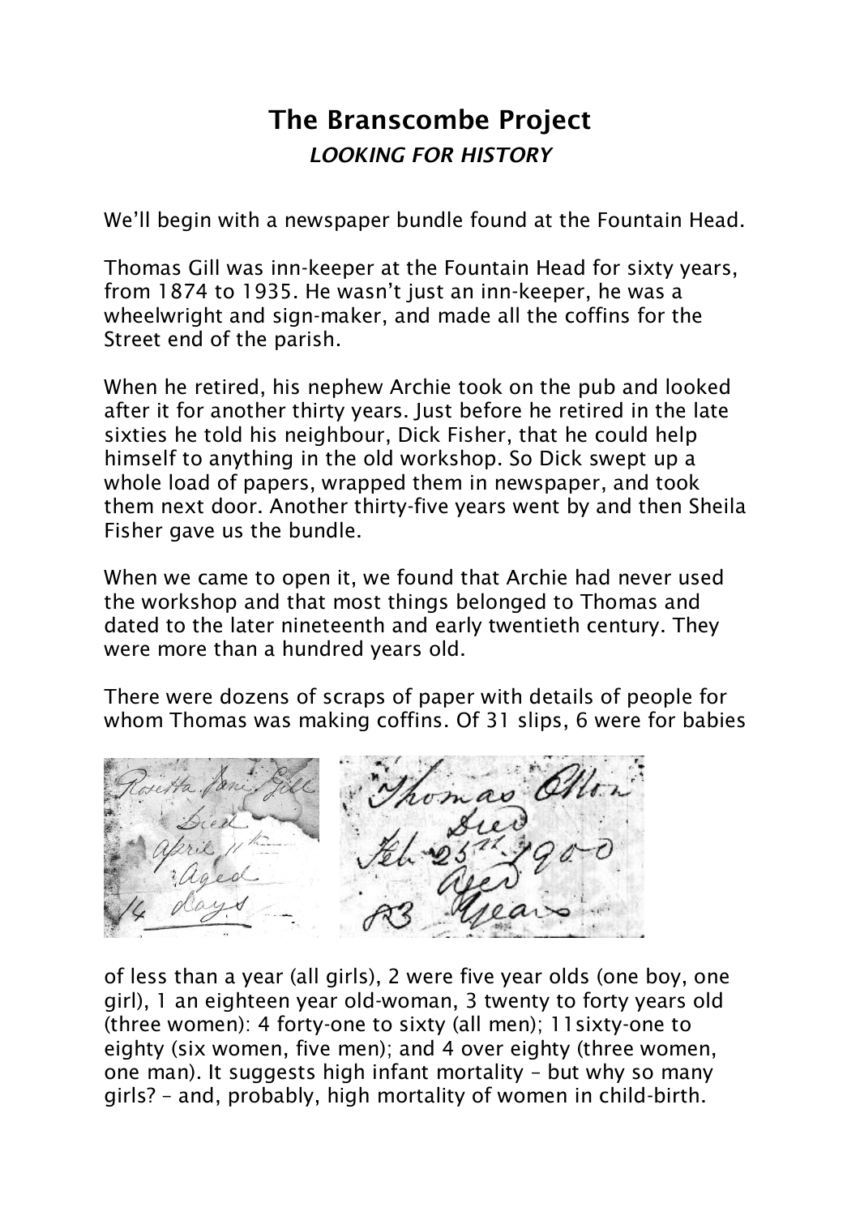# The Branscombe Project

## *LOOKING FOR HISTORY*

We'll begin with a newspaper bundle found at the Fountain Head.

Thomas Gill was inn-keeper at the Fountain Head for sixty years, from 1874 to 1935. He wasn't just an inn-keeper, he was a wheelwright and sign-maker, and made all the coffins for the Street end of the parish.

When he retired, his nephew Archie took on the pub and looked after it for another thirty years. Just before he retired in the late sixties he told his neighbour, Dick Fisher, that he could help himself to anything in the old workshop. So Dick swept up a whole load of papers, wrapped them in newspaper, and took them next door. Another thirty-five years went by and then Sheila Fisher gave us the bundle.

When we came to open it, we found that Archie had never used the workshop and that most things belonged to Thomas and dated to the later nineteenth and early twentieth century. They were more than a hundred years old.

There were dozens of scraps of paper with details of people for whom Thomas was making coffins. Of 31 slips, 6 were for babies of less than a year (all girls), 2 were five year olds (one boy, one girl), 1 an eighteen year old-woman, 3 twenty to forty years old (three women): 4 forty-one to sixty (all men); 11sixty-one to eighty (six women, five men); and 4 over eighty (three women, one man). It suggests high infant mortality – but why so many girls? – and, probably, high mortality of women in child-birth.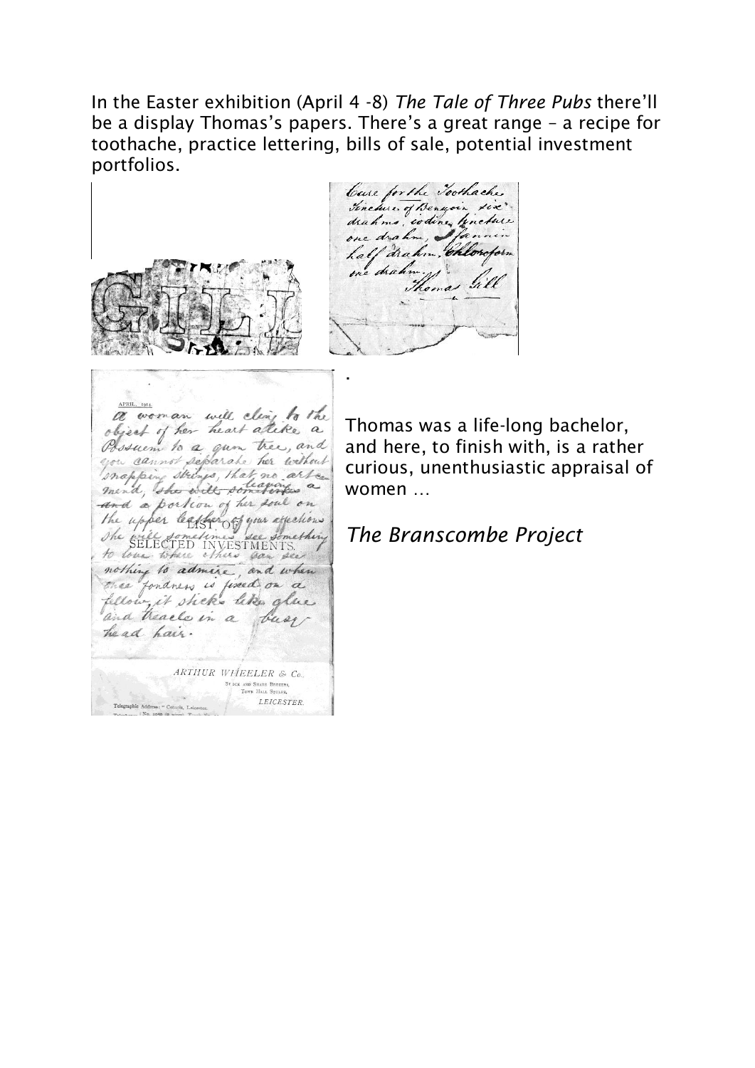In the Easter exhibition (April 4 -8) *The Tale of Three Pubs* there'll be a display Thomas's papers. There's a great range – a recipe for toothache, practice lettering, bills of sale, potential investment portfolios.

Cure for the Toothache
Tincture of Benzoin six drahms, iodine tincture one drahm, Tannin half drahm, Chloroform one drahm.
Thomas Gill

APRIL, 1914.
A woman will cling to the object of her heart alike a Possum to a gum tree, and you cannot separate her without snapping strings, that no art can mend, leaving a portion of her soul on the upper leather of your affections. She will sometimes see something to love where others can see nothing to admire, and when thee fondness is fixed on a fellow, it sticks like glue and treacle in a busy head hair.

LIST OF SELECTED INVESTMENTS.

ARTHUR WHEELER & Co.
STOCK AND SHARE BROKERS,
TOWN HALL SQUARE,
LEICESTER.

Thomas was a life-long bachelor, and here, to finish with, is a rather curious, unenthusiastic appraisal of women …

*The Branscombe Project*